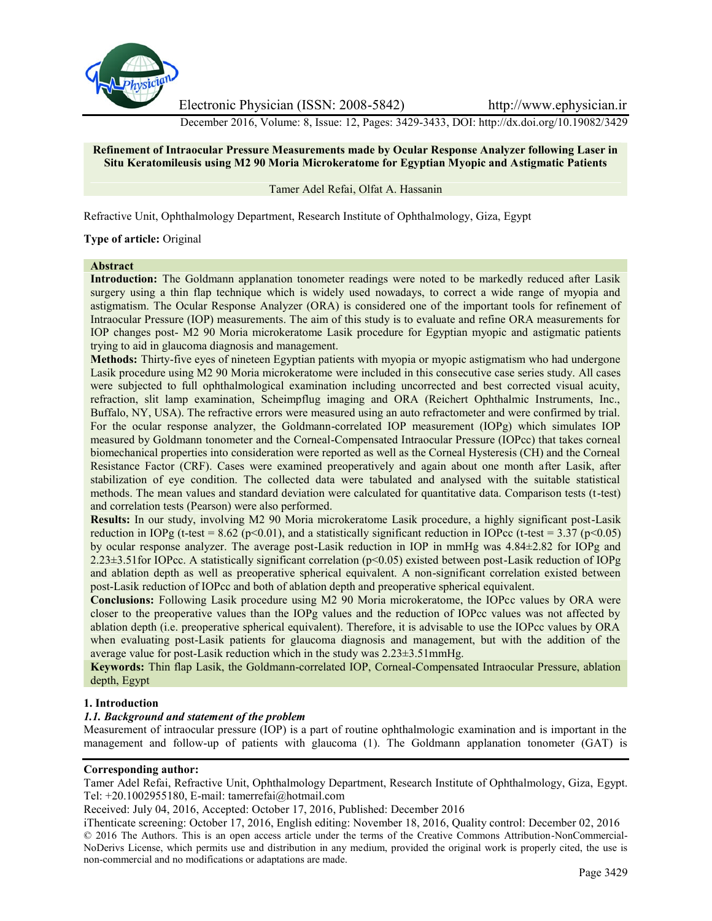Electronic Physician (ISSN: 2008-5842) http://www.ephysician.ir

December 2016, Volume: 8, Issue: 12, Pages: 3429-3433, DOI: http://dx.doi.org/10.19082/3429

**Refinement of Intraocular Pressure Measurements made by Ocular Response Analyzer following Laser in Situ Keratomileusis using M2 90 Moria Microkeratome for Egyptian Myopic and Astigmatic Patients**

Tamer Adel Refai, Olfat A. Hassanin

Refractive Unit, Ophthalmology Department, Research Institute of Ophthalmology, Giza, Egypt

**Type of article:** Original

**Abstract**

**Introduction:** The Goldmann applanation tonometer readings were noted to be markedly reduced after Lasik surgery using a thin flap technique which is widely used nowadays, to correct a wide range of myopia and astigmatism. The Ocular Response Analyzer (ORA) is considered one of the important tools for refinement of Intraocular Pressure (IOP) measurements. The aim of this study is to evaluate and refine ORA measurements for IOP changes post- M2 90 Moria microkeratome Lasik procedure for Egyptian myopic and astigmatic patients trying to aid in glaucoma diagnosis and management.

**Methods:** Thirty-five eyes of nineteen Egyptian patients with myopia or myopic astigmatism who had undergone Lasik procedure using M2 90 Moria microkeratome were included in this consecutive case series study. All cases were subjected to full ophthalmological examination including uncorrected and best corrected visual acuity, refraction, slit lamp examination, Scheimpflug imaging and ORA (Reichert Ophthalmic Instruments, Inc., Buffalo, NY, USA). The refractive errors were measured using an auto refractometer and were confirmed by trial. For the ocular response analyzer, the Goldmann-correlated IOP measurement (IOPg) which simulates IOP measured by Goldmann tonometer and the Corneal-Compensated Intraocular Pressure (IOPcc) that takes corneal biomechanical properties into consideration were reported as well as the Corneal Hysteresis (CH) and the Corneal Resistance Factor (CRF). Cases were examined preoperatively and again about one month after Lasik, after stabilization of eye condition. The collected data were tabulated and analysed with the suitable statistical methods. The mean values and standard deviation were calculated for quantitative data. Comparison tests (t-test) and correlation tests (Pearson) were also performed.

**Results:** In our study, involving M2 90 Moria microkeratome Lasik procedure, a highly significant post-Lasik reduction in IOPg (t-test = 8.62 ($p<0.01$), and a statistically significant reduction in IOPcc (t-test = 3.37 ($p<0.05$) by ocular response analyzer. The average post-Lasik reduction in IOP in mmHg was 4.84±2.82 for IOPg and 2.23±3.51for IOPcc. A statistically significant correlation ($p<0.05$) existed between post-Lasik reduction of IOPg and ablation depth as well as preoperative spherical equivalent. A non-significant correlation existed between post-Lasik reduction of IOPcc and both of ablation depth and preoperative spherical equivalent.

**Conclusions:** Following Lasik procedure using M2 90 Moria microkeratome, the IOPcc values by ORA were closer to the preoperative values than the IOPg values and the reduction of IOPcc values was not affected by ablation depth (i.e. preoperative spherical equivalent). Therefore, it is advisable to use the IOPcc values by ORA when evaluating post-Lasik patients for glaucoma diagnosis and management, but with the addition of the average value for post-Lasik reduction which in the study was 2.23±3.51mmHg.

**Keywords:** Thin flap Lasik, the Goldmann-correlated IOP, Corneal-Compensated Intraocular Pressure, ablation depth, Egypt

## 1. Introduction

### *1.1. Background and statement of the problem*

Measurement of intraocular pressure (IOP) is a part of routine ophthalmologic examination and is important in the management and follow-up of patients with glaucoma (1). The Goldmann applanation tonometer (GAT) is

**Corresponding author:**

Tamer Adel Refai, Refractive Unit, Ophthalmology Department, Research Institute of Ophthalmology, Giza, Egypt. Tel: +20.1002955180, E-mail: tamerrefai@hotmail.com

Received: July 04, 2016, Accepted: October 17, 2016, Published: December 2016

iThenticate screening: October 17, 2016, English editing: November 18, 2016, Quality control: December 02, 2016

© 2016 The Authors. This is an open access article under the terms of the Creative Commons Attribution-NonCommercial-NoDerivs License, which permits use and distribution in any medium, provided the original work is properly cited, the use is non-commercial and no modifications or adaptations are made.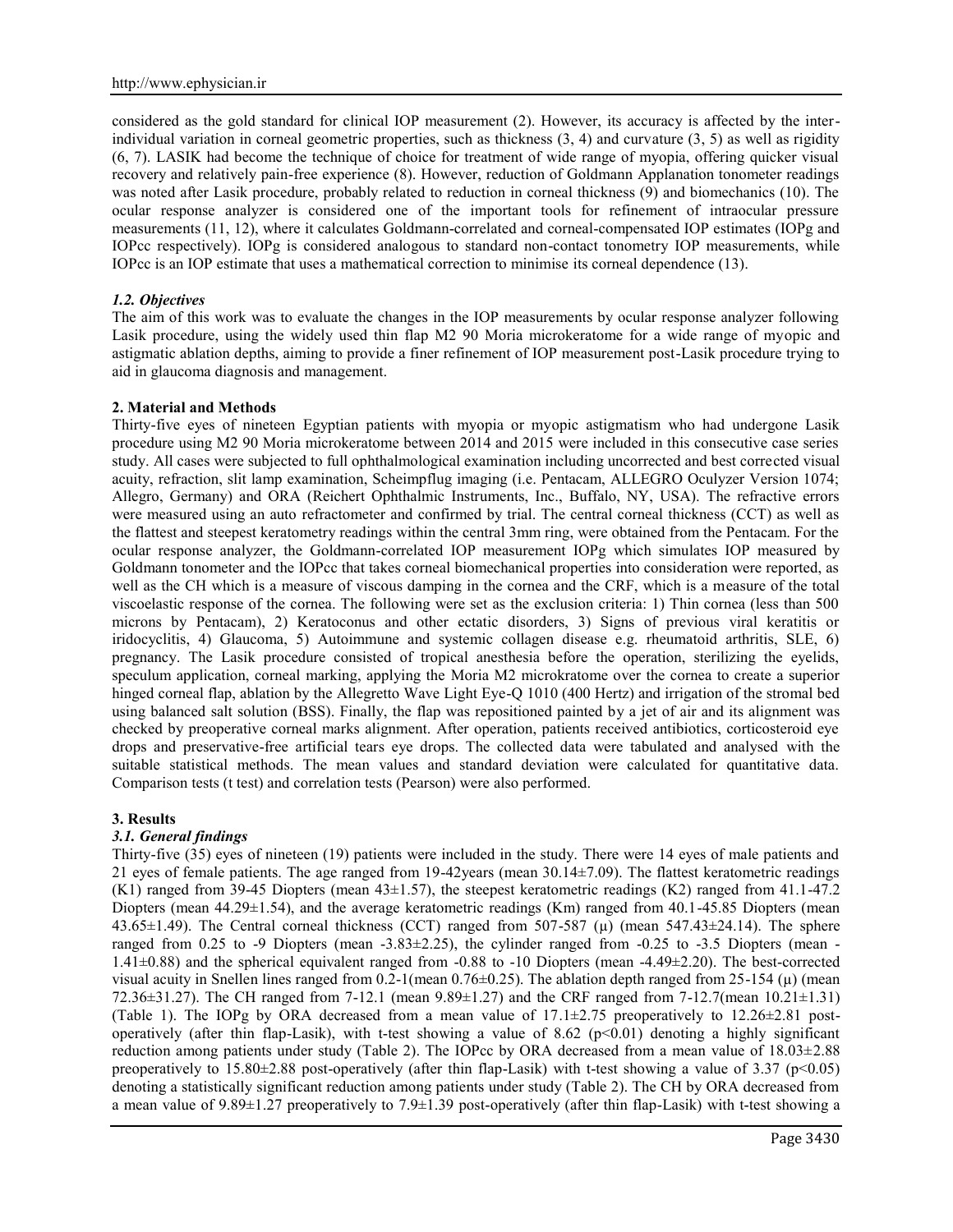considered as the gold standard for clinical IOP measurement (2). However, its accuracy is affected by the inter-individual variation in corneal geometric properties, such as thickness (3, 4) and curvature (3, 5) as well as rigidity (6, 7). LASIK had become the technique of choice for treatment of wide range of myopia, offering quicker visual recovery and relatively pain-free experience (8). However, reduction of Goldmann Applanation tonometer readings was noted after Lasik procedure, probably related to reduction in corneal thickness (9) and biomechanics (10). The ocular response analyzer is considered one of the important tools for refinement of intraocular pressure measurements (11, 12), where it calculates Goldmann-correlated and corneal-compensated IOP estimates (IOPg and IOPcc respectively). IOPg is considered analogous to standard non-contact tonometry IOP measurements, while IOPcc is an IOP estimate that uses a mathematical correction to minimise its corneal dependence (13).

### *1.2. Objectives*

The aim of this work was to evaluate the changes in the IOP measurements by ocular response analyzer following Lasik procedure, using the widely used thin flap M2 90 Moria microkeratome for a wide range of myopic and astigmatic ablation depths, aiming to provide a finer refinement of IOP measurement post-Lasik procedure trying to aid in glaucoma diagnosis and management.

## 2. Material and Methods

Thirty-five eyes of nineteen Egyptian patients with myopia or myopic astigmatism who had undergone Lasik procedure using M2 90 Moria microkeratome between 2014 and 2015 were included in this consecutive case series study. All cases were subjected to full ophthalmological examination including uncorrected and best corrected visual acuity, refraction, slit lamp examination, Scheimpflug imaging (i.e. Pentacam, ALLEGRO Oculyzer Version 1074; Allegro, Germany) and ORA (Reichert Ophthalmic Instruments, Inc., Buffalo, NY, USA). The refractive errors were measured using an auto refractometer and confirmed by trial. The central corneal thickness (CCT) as well as the flattest and steepest keratometry readings within the central 3mm ring, were obtained from the Pentacam. For the ocular response analyzer, the Goldmann-correlated IOP measurement IOPg which simulates IOP measured by Goldmann tonometer and the IOPcc that takes corneal biomechanical properties into consideration were reported, as well as the CH which is a measure of viscous damping in the cornea and the CRF, which is a measure of the total viscoelastic response of the cornea. The following were set as the exclusion criteria: 1) Thin cornea (less than 500 microns by Pentacam), 2) Keratoconus and other ectatic disorders, 3) Signs of previous viral keratitis or iridocyclitis, 4) Glaucoma, 5) Autoimmune and systemic collagen disease e.g. rheumatoid arthritis, SLE, 6) pregnancy. The Lasik procedure consisted of tropical anesthesia before the operation, sterilizing the eyelids, speculum application, corneal marking, applying the Moria M2 microkratome over the cornea to create a superior hinged corneal flap, ablation by the Allegretto Wave Light Eye-Q 1010 (400 Hertz) and irrigation of the stromal bed using balanced salt solution (BSS). Finally, the flap was repositioned painted by a jet of air and its alignment was checked by preoperative corneal marks alignment. After operation, patients received antibiotics, corticosteroid eye drops and preservative-free artificial tears eye drops. The collected data were tabulated and analysed with the suitable statistical methods. The mean values and standard deviation were calculated for quantitative data. Comparison tests (t test) and correlation tests (Pearson) were also performed.

## 3. Results

### *3.1. General findings*

Thirty-five (35) eyes of nineteen (19) patients were included in the study. There were 14 eyes of male patients and 21 eyes of female patients. The age ranged from 19-42years (mean 30.14±7.09). The flattest keratometric readings (K1) ranged from 39-45 Diopters (mean 43±1.57), the steepest keratometric readings (K2) ranged from 41.1-47.2 Diopters (mean 44.29±1.54), and the average keratometric readings (Km) ranged from 40.1-45.85 Diopters (mean 43.65±1.49). The Central corneal thickness (CCT) ranged from 507-587 (μ) (mean 547.43±24.14). The sphere ranged from 0.25 to -9 Diopters (mean -3.83±2.25), the cylinder ranged from -0.25 to -3.5 Diopters (mean -1.41±0.88) and the spherical equivalent ranged from -0.88 to -10 Diopters (mean -4.49±2.20). The best-corrected visual acuity in Snellen lines ranged from 0.2-1(mean 0.76±0.25). The ablation depth ranged from 25-154 (μ) (mean 72.36±31.27). The CH ranged from 7-12.1 (mean 9.89±1.27) and the CRF ranged from 7-12.7(mean 10.21±1.31) (Table 1). The IOPg by ORA decreased from a mean value of 17.1±2.75 preoperatively to 12.26±2.81 post-operatively (after thin flap-Lasik), with t-test showing a value of 8.62 ($p<0.01$) denoting a highly significant reduction among patients under study (Table 2). The IOPcc by ORA decreased from a mean value of 18.03±2.88 preoperatively to 15.80±2.88 post-operatively (after thin flap-Lasik) with t-test showing a value of 3.37 ($p<0.05$) denoting a statistically significant reduction among patients under study (Table 2). The CH by ORA decreased from a mean value of 9.89±1.27 preoperatively to 7.9±1.39 post-operatively (after thin flap-Lasik) with t-test showing a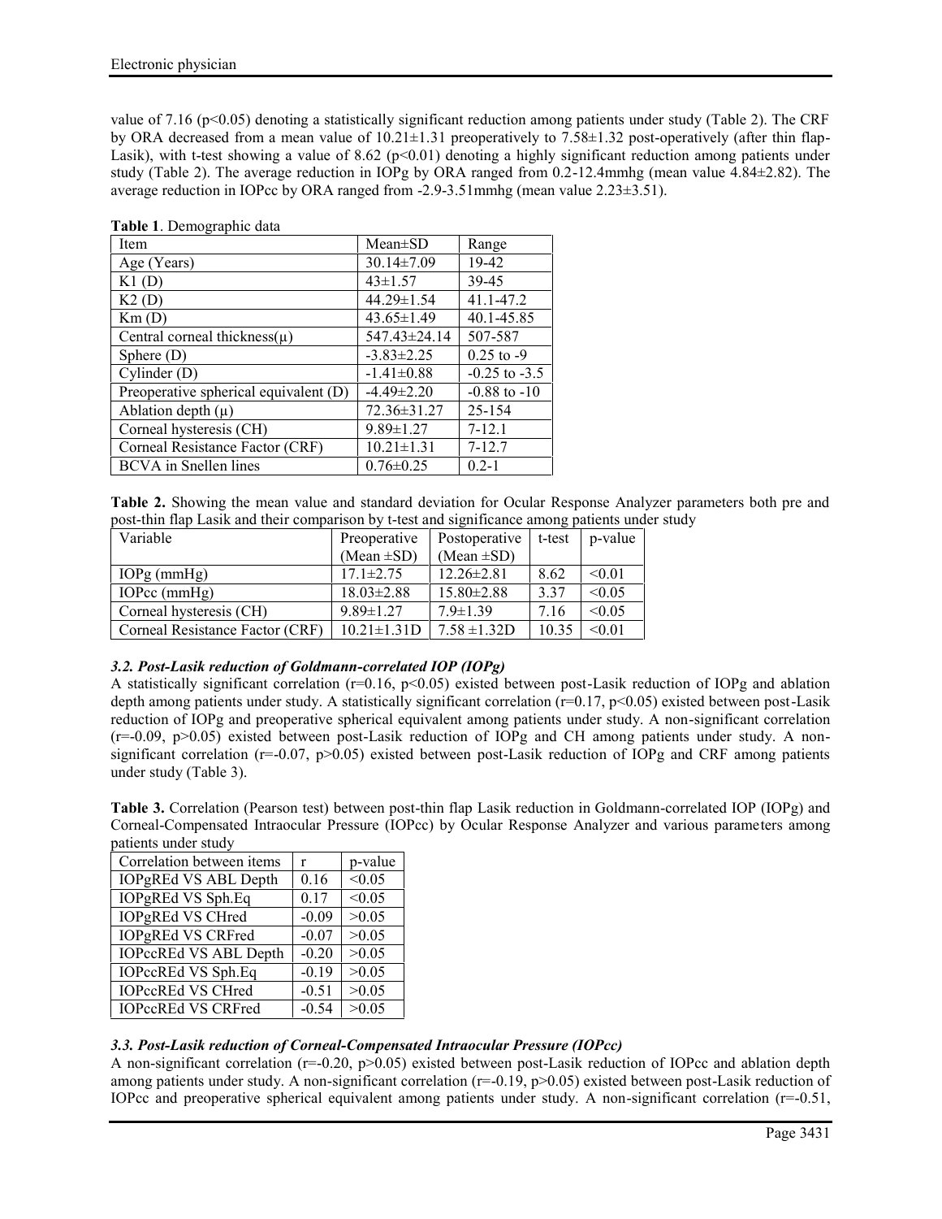value of 7.16 ($p<0.05$) denoting a statistically significant reduction among patients under study (Table 2). The CRF by ORA decreased from a mean value of 10.21±1.31 preoperatively to 7.58±1.32 post-operatively (after thin flap-Lasik), with t-test showing a value of 8.62 ($p<0.01$) denoting a highly significant reduction among patients under study (Table 2). The average reduction in IOPg by ORA ranged from 0.2-12.4mmhg (mean value 4.84±2.82). The average reduction in IOPcc by ORA ranged from -2.9-3.51mmhg (mean value 2.23±3.51).

**Table 1**. Demographic data

| Item | Mean±SD | Range |
|---|---|---|
| Age (Years) | 30.14±7.09 | 19-42 |
| K1 (D) | 43±1.57 | 39-45 |
| K2 (D) | 44.29±1.54 | 41.1-47.2 |
| Km (D) | 43.65±1.49 | 40.1-45.85 |
| Central corneal thickness(μ) | 547.43±24.14 | 507-587 |
| Sphere (D) | -3.83±2.25 | 0.25 to -9 |
| Cylinder (D) | -1.41±0.88 | -0.25 to -3.5 |
| Preoperative spherical equivalent (D) | -4.49±2.20 | -0.88 to -10 |
| Ablation depth (μ) | 72.36±31.27 | 25-154 |
| Corneal hysteresis (CH) | 9.89±1.27 | 7-12.1 |
| Corneal Resistance Factor (CRF) | 10.21±1.31 | 7-12.7 |
| BCVA in Snellen lines | 0.76±0.25 | 0.2-1 |

**Table 2.** Showing the mean value and standard deviation for Ocular Response Analyzer parameters both pre and post-thin flap Lasik and their comparison by t-test and significance among patients under study

| Variable | Preoperative (Mean ±SD) | Postoperative (Mean ±SD) | t-test | p-value |
|---|---|---|---|---|
| IOPg (mmHg) | 17.1±2.75 | 12.26±2.81 | 8.62 | <0.01 |
| IOPcc (mmHg) | 18.03±2.88 | 15.80±2.88 | 3.37 | <0.05 |
| Corneal hysteresis (CH) | 9.89±1.27 | 7.9±1.39 | 7.16 | <0.05 |
| Corneal Resistance Factor (CRF) | 10.21±1.31D | 7.58 ±1.32D | 10.35 | <0.01 |

### *3.2. Post-Lasik reduction of Goldmann-correlated IOP (IOPg)*

A statistically significant correlation ($r=0.16$, $p<0.05$) existed between post-Lasik reduction of IOPg and ablation depth among patients under study. A statistically significant correlation ($r=0.17$, $p<0.05$) existed between post-Lasik reduction of IOPg and preoperative spherical equivalent among patients under study. A non-significant correlation ($r=-0.09$, $p>0.05$) existed between post-Lasik reduction of IOPg and CH among patients under study. A non-significant correlation ($r=-0.07$, $p>0.05$) existed between post-Lasik reduction of IOPg and CRF among patients under study (Table 3).

**Table 3.** Correlation (Pearson test) between post-thin flap Lasik reduction in Goldmann-correlated IOP (IOPg) and Corneal-Compensated Intraocular Pressure (IOPcc) by Ocular Response Analyzer and various parameters among patients under study

| Correlation between items | r | p-value |
|---|---|---|
| IOPgREd VS ABL Depth | 0.16 | <0.05 |
| IOPgREd VS Sph.Eq | 0.17 | <0.05 |
| IOPgREd VS CHred | -0.09 | >0.05 |
| IOPgREd VS CRFred | -0.07 | >0.05 |
| IOPccREd VS ABL Depth | -0.20 | >0.05 |
| IOPccREd VS Sph.Eq | -0.19 | >0.05 |
| IOPccREd VS CHred | -0.51 | >0.05 |
| IOPccREd VS CRFred | -0.54 | >0.05 |

### *3.3. Post-Lasik reduction of Corneal-Compensated Intraocular Pressure (IOPcc)*

A non-significant correlation ($r=-0.20$, $p>0.05$) existed between post-Lasik reduction of IOPcc and ablation depth among patients under study. A non-significant correlation ($r=-0.19$, $p>0.05$) existed between post-Lasik reduction of IOPcc and preoperative spherical equivalent among patients under study. A non-significant correlation ($r=-0.51$,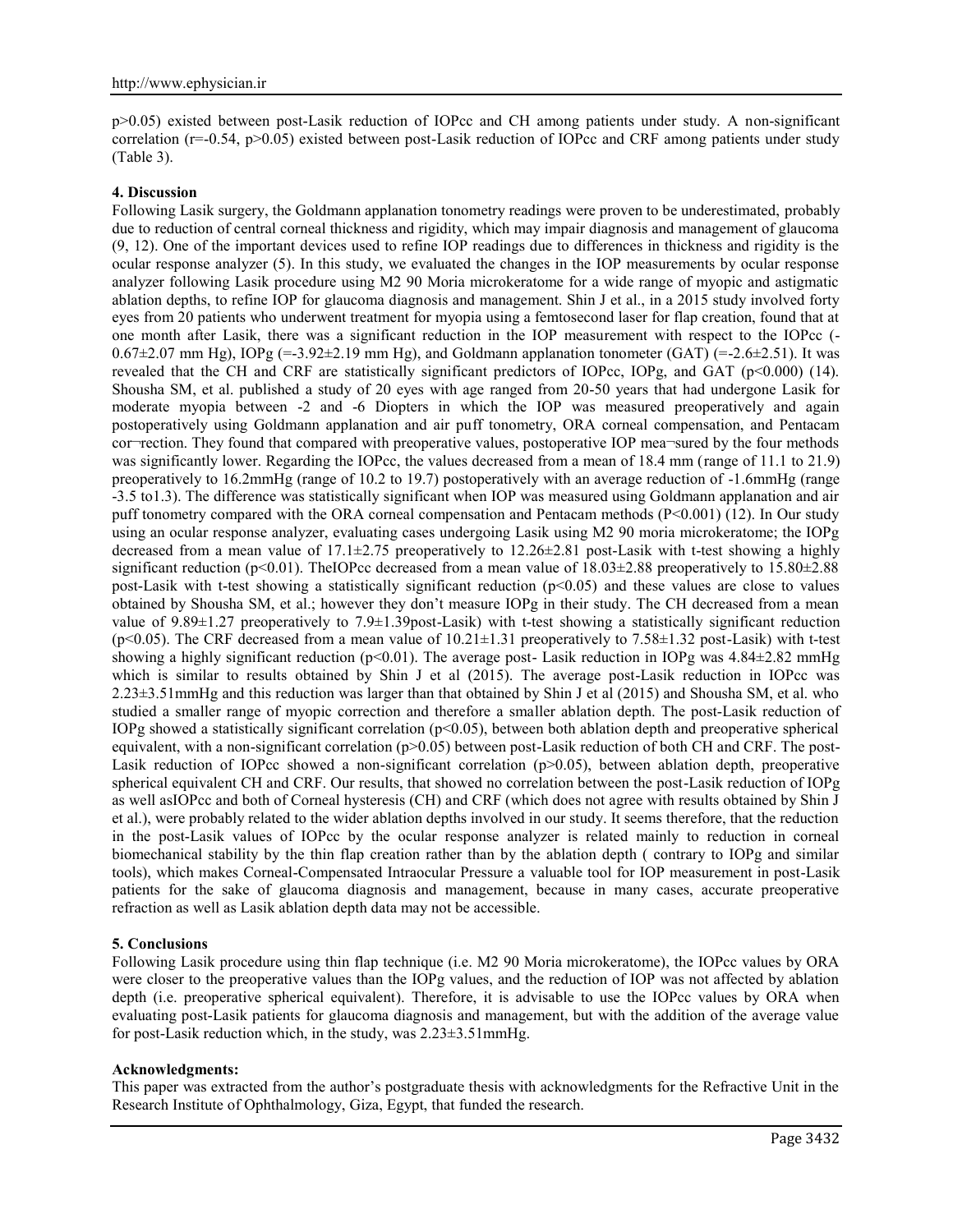p>0.05) existed between post-Lasik reduction of IOPcc and CH among patients under study. A non-significant correlation (r=-0.54, p>0.05) existed between post-Lasik reduction of IOPcc and CRF among patients under study (Table 3).

### 4. Discussion

Following Lasik surgery, the Goldmann applanation tonometry readings were proven to be underestimated, probably due to reduction of central corneal thickness and rigidity, which may impair diagnosis and management of glaucoma (9, 12). One of the important devices used to refine IOP readings due to differences in thickness and rigidity is the ocular response analyzer (5). In this study, we evaluated the changes in the IOP measurements by ocular response analyzer following Lasik procedure using M2 90 Moria microkeratome for a wide range of myopic and astigmatic ablation depths, to refine IOP for glaucoma diagnosis and management. Shin J et al., in a 2015 study involved forty eyes from 20 patients who underwent treatment for myopia using a femtosecond laser for flap creation, found that at one month after Lasik, there was a significant reduction in the IOP measurement with respect to the IOPcc (-0.67±2.07 mm Hg), IOPg (=-3.92±2.19 mm Hg), and Goldmann applanation tonometer (GAT) (=-2.6±2.51). It was revealed that the CH and CRF are statistically significant predictors of IOPcc, IOPg, and GAT (p<0.000) (14). Shousha SM, et al. published a study of 20 eyes with age ranged from 20-50 years that had undergone Lasik for moderate myopia between -2 and -6 Diopters in which the IOP was measured preoperatively and again postoperatively using Goldmann applanation and air puff tonometry, ORA corneal compensation, and Pentacam cor¬rection. They found that compared with preoperative values, postoperative IOP mea¬sured by the four methods was significantly lower. Regarding the IOPcc, the values decreased from a mean of 18.4 mm (range of 11.1 to 21.9) preoperatively to 16.2mmHg (range of 10.2 to 19.7) postoperatively with an average reduction of -1.6mmHg (range -3.5 to1.3). The difference was statistically significant when IOP was measured using Goldmann applanation and air puff tonometry compared with the ORA corneal compensation and Pentacam methods (P<0.001) (12). In Our study using an ocular response analyzer, evaluating cases undergoing Lasik using M2 90 moria microkeratome; the IOPg decreased from a mean value of 17.1±2.75 preoperatively to 12.26±2.81 post-Lasik with t-test showing a highly significant reduction (p<0.01). TheIOPcc decreased from a mean value of 18.03±2.88 preoperatively to 15.80±2.88 post-Lasik with t-test showing a statistically significant reduction (p<0.05) and these values are close to values obtained by Shousha SM, et al.; however they don't measure IOPg in their study. The CH decreased from a mean value of 9.89±1.27 preoperatively to 7.9±1.39post-Lasik) with t-test showing a statistically significant reduction (p<0.05). The CRF decreased from a mean value of 10.21±1.31 preoperatively to 7.58±1.32 post-Lasik) with t-test showing a highly significant reduction (p<0.01). The average post- Lasik reduction in IOPg was 4.84±2.82 mmHg which is similar to results obtained by Shin J et al (2015). The average post-Lasik reduction in IOPcc was 2.23±3.51mmHg and this reduction was larger than that obtained by Shin J et al (2015) and Shousha SM, et al. who studied a smaller range of myopic correction and therefore a smaller ablation depth. The post-Lasik reduction of IOPg showed a statistically significant correlation (p<0.05), between both ablation depth and preoperative spherical equivalent, with a non-significant correlation (p>0.05) between post-Lasik reduction of both CH and CRF. The post-Lasik reduction of IOPcc showed a non-significant correlation (p>0.05), between ablation depth, preoperative spherical equivalent CH and CRF. Our results, that showed no correlation between the post-Lasik reduction of IOPg as well asIOPcc and both of Corneal hysteresis (CH) and CRF (which does not agree with results obtained by Shin J et al.), were probably related to the wider ablation depths involved in our study. It seems therefore, that the reduction in the post-Lasik values of IOPcc by the ocular response analyzer is related mainly to reduction in corneal biomechanical stability by the thin flap creation rather than by the ablation depth ( contrary to IOPg and similar tools), which makes Corneal-Compensated Intraocular Pressure a valuable tool for IOP measurement in post-Lasik patients for the sake of glaucoma diagnosis and management, because in many cases, accurate preoperative refraction as well as Lasik ablation depth data may not be accessible.

### 5. Conclusions

Following Lasik procedure using thin flap technique (i.e. M2 90 Moria microkeratome), the IOPcc values by ORA were closer to the preoperative values than the IOPg values, and the reduction of IOP was not affected by ablation depth (i.e. preoperative spherical equivalent). Therefore, it is advisable to use the IOPcc values by ORA when evaluating post-Lasik patients for glaucoma diagnosis and management, but with the addition of the average value for post-Lasik reduction which, in the study, was 2.23±3.51mmHg.

**Acknowledgments:**

This paper was extracted from the author's postgraduate thesis with acknowledgments for the Refractive Unit in the Research Institute of Ophthalmology, Giza, Egypt, that funded the research.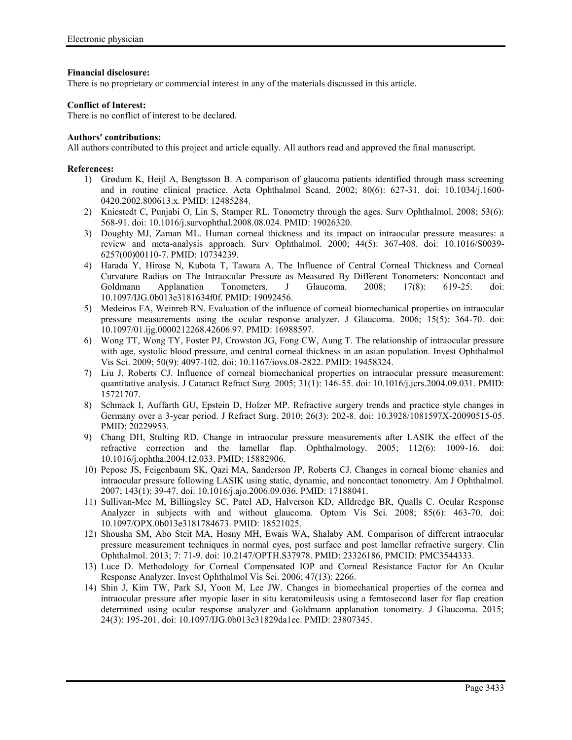**Financial disclosure:**

There is no proprietary or commercial interest in any of the materials discussed in this article.

**Conflict of Interest:**

There is no conflict of interest to be declared.

**Authors' contributions:**

All authors contributed to this project and article equally. All authors read and approved the final manuscript.

**References:**

1) Grødum K, Heijl A, Bengtsson B. A comparison of glaucoma patients identified through mass screening and in routine clinical practice. Acta Ophthalmol Scand. 2002; 80(6): 627-31. doi: 10.1034/j.1600-0420.2002.800613.x. PMID: 12485284.
2) Kniestedt C, Punjabi O, Lin S, Stamper RL. Tonometry through the ages. Surv Ophthalmol. 2008; 53(6): 568-91. doi: 10.1016/j.survophthal.2008.08.024. PMID: 19026320.
3) Doughty MJ, Zaman ML. Human corneal thickness and its impact on intraocular pressure measures: a review and meta-analysis approach. Surv Ophthalmol. 2000; 44(5): 367-408. doi: 10.1016/S0039-6257(00)00110-7. PMID: 10734239.
4) Harada Y, Hirose N, Kubota T, Tawara A. The Influence of Central Corneal Thickness and Corneal Curvature Radius on The Intraocular Pressure as Measured By Different Tonometers: Noncontact and Goldmann Applanation Tonometers. J Glaucoma. 2008; 17(8): 619-25. doi: 10.1097/IJG.0b013e3181634f0f. PMID: 19092456.
5) Medeiros FA, Weinreb RN. Evaluation of the influence of corneal biomechanical properties on intraocular pressure measurements using the ocular response analyzer. J Glaucoma. 2006; 15(5): 364-70. doi: 10.1097/01.ijg.0000212268.42606.97. PMID: 16988597.
6) Wong TT, Wong TY, Foster PJ, Crowston JG, Fong CW, Aung T. The relationship of intraocular pressure with age, systolic blood pressure, and central corneal thickness in an asian population. Invest Ophthalmol Vis Sci. 2009; 50(9): 4097-102. doi: 10.1167/iovs.08-2822. PMID: 19458324.
7) Liu J, Roberts CJ. Influence of corneal biomechanical properties on intraocular pressure measurement: quantitative analysis. J Cataract Refract Surg. 2005; 31(1): 146-55. doi: 10.1016/j.jcrs.2004.09.031. PMID: 15721707.
8) Schmack I, Auffarth GU, Epstein D, Holzer MP. Refractive surgery trends and practice style changes in Germany over a 3-year period. J Refract Surg. 2010; 26(3): 202-8. doi: 10.3928/1081597X-20090515-05. PMID: 20229953.
9) Chang DH, Stulting RD. Change in intraocular pressure measurements after LASIK the effect of the refractive correction and the lamellar flap. Ophthalmology. 2005; 112(6): 1009-16. doi: 10.1016/j.ophtha.2004.12.033. PMID: 15882906.
10) Pepose JS, Feigenbaum SK, Qazi MA, Sanderson JP, Roberts CJ. Changes in corneal biome¬chanics and intraocular pressure following LASIK using static, dynamic, and noncontact tonometry. Am J Ophthalmol. 2007; 143(1): 39-47. doi: 10.1016/j.ajo.2006.09.036. PMID: 17188041.
11) Sullivan-Mee M, Billingsley SC, Patel AD, Halverson KD, Alldredge BR, Qualls C. Ocular Response Analyzer in subjects with and without glaucoma. Optom Vis Sci. 2008; 85(6): 463-70. doi: 10.1097/OPX.0b013e3181784673. PMID: 18521025.
12) Shousha SM, Abo Steit MA, Hosny MH, Ewais WA, Shalaby AM. Comparison of different intraocular pressure measurement techniques in normal eyes, post surface and post lamellar refractive surgery. Clin Ophthalmol. 2013; 7: 71-9. doi: 10.2147/OPTH.S37978. PMID: 23326186, PMCID: PMC3544333.
13) Luce D. Methodology for Corneal Compensated IOP and Corneal Resistance Factor for An Ocular Response Analyzer. Invest Ophthalmol Vis Sci. 2006; 47(13): 2266.
14) Shin J, Kim TW, Park SJ, Yoon M, Lee JW. Changes in biomechanical properties of the cornea and intraocular pressure after myopic laser in situ keratomileusis using a femtosecond laser for flap creation determined using ocular response analyzer and Goldmann applanation tonometry. J Glaucoma. 2015; 24(3): 195-201. doi: 10.1097/IJG.0b013e31829da1ec. PMID: 23807345.